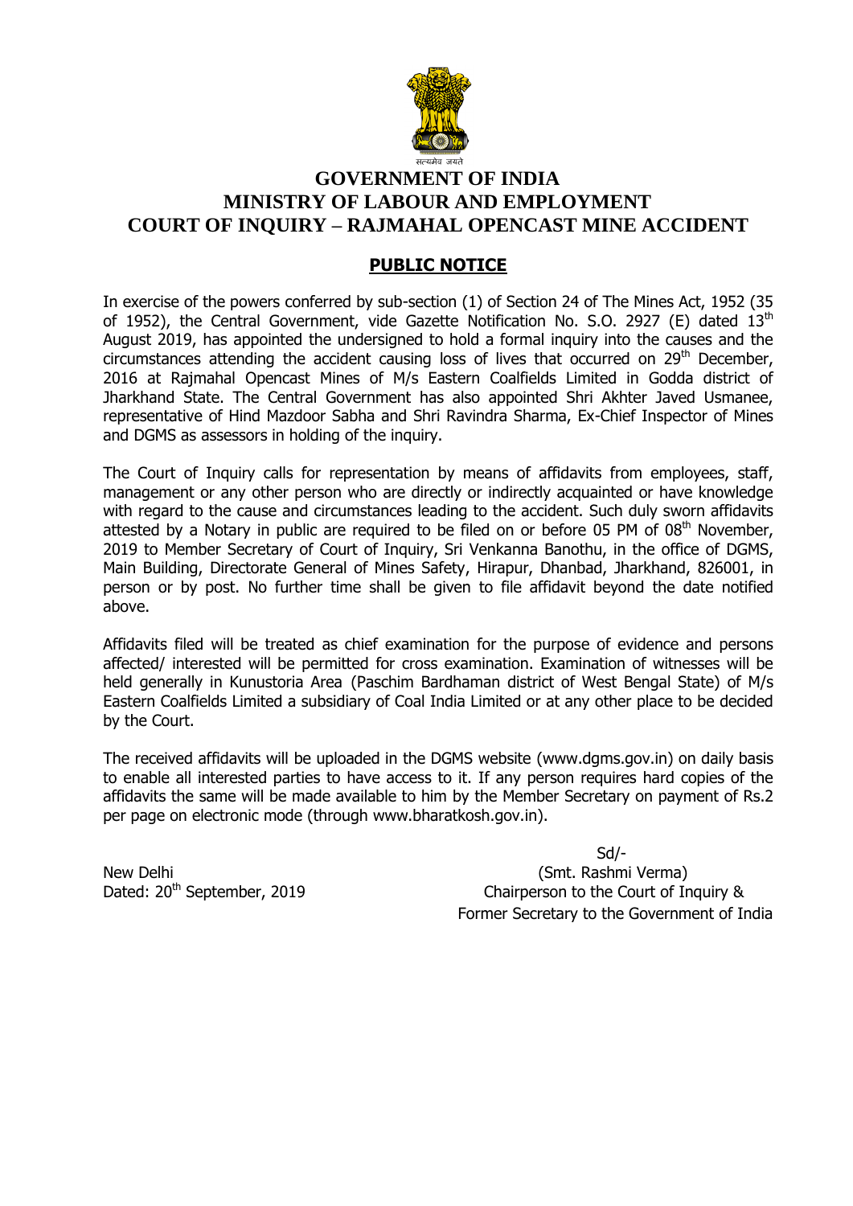सत्यमेव जयते

# GOVERNMENT OF INDIA
# MINISTRY OF LABOUR AND EMPLOYMENT
# COURT OF INQUIRY – RAJMAHAL OPENCAST MINE ACCIDENT

## PUBLIC NOTICE

In exercise of the powers conferred by sub-section (1) of Section 24 of The Mines Act, 1952 (35 of 1952), the Central Government, vide Gazette Notification No. S.O. 2927 (E) dated 13th August 2019, has appointed the undersigned to hold a formal inquiry into the causes and the circumstances attending the accident causing loss of lives that occurred on 29th December, 2016 at Rajmahal Opencast Mines of M/s Eastern Coalfields Limited in Godda district of Jharkhand State. The Central Government has also appointed Shri Akhter Javed Usmanee, representative of Hind Mazdoor Sabha and Shri Ravindra Sharma, Ex-Chief Inspector of Mines and DGMS as assessors in holding of the inquiry.

The Court of Inquiry calls for representation by means of affidavits from employees, staff, management or any other person who are directly or indirectly acquainted or have knowledge with regard to the cause and circumstances leading to the accident. Such duly sworn affidavits attested by a Notary in public are required to be filed on or before 05 PM of 08th November, 2019 to Member Secretary of Court of Inquiry, Sri Venkanna Banothu, in the office of DGMS, Main Building, Directorate General of Mines Safety, Hirapur, Dhanbad, Jharkhand, 826001, in person or by post. No further time shall be given to file affidavit beyond the date notified above.

Affidavits filed will be treated as chief examination for the purpose of evidence and persons affected/ interested will be permitted for cross examination. Examination of witnesses will be held generally in Kunustoria Area (Paschim Bardhaman district of West Bengal State) of M/s Eastern Coalfields Limited a subsidiary of Coal India Limited or at any other place to be decided by the Court.

The received affidavits will be uploaded in the DGMS website (www.dgms.gov.in) on daily basis to enable all interested parties to have access to it. If any person requires hard copies of the affidavits the same will be made available to him by the Member Secretary on payment of Rs.2 per page on electronic mode (through www.bharatkosh.gov.in).

Sd/-
(Smt. Rashmi Verma)
Chairperson to the Court of Inquiry &
Former Secretary to the Government of India

New Delhi
Dated: 20th September, 2019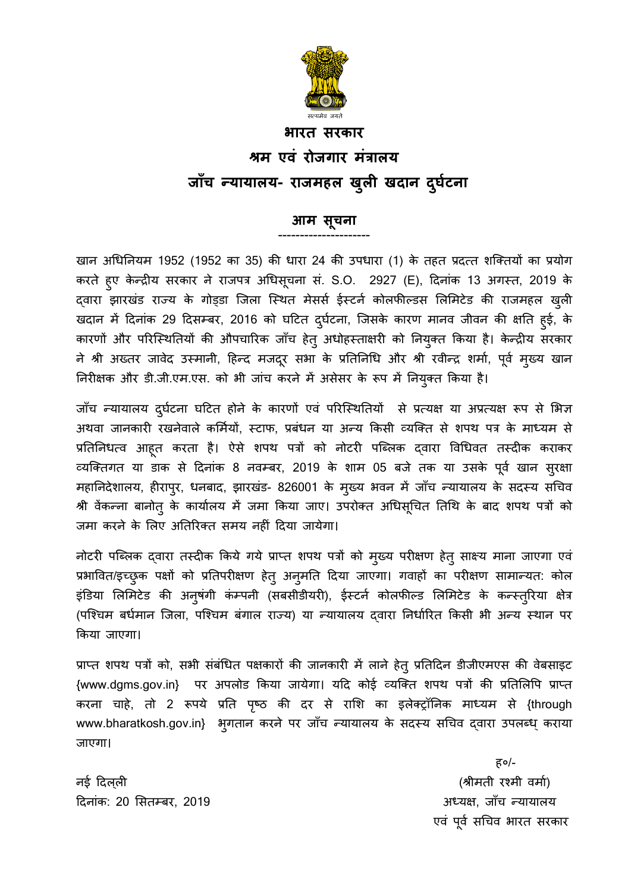सत्यमेव जयते

# भारत सरकार

## श्रम एवं रोजगार मंत्रालय

## जाँच न्यायालय- राजमहल खुली खदान दुर्घटना

### आम सूचना

---------------------

खान अधिनियम 1952 (1952 का 35) की धारा 24 की उपधारा (1) के तहत प्रदत्त शक्तियों का प्रयोग करते हुए केन्द्रीय सरकार ने राजपत्र अधिसूचना सं. S.O. 2927 (E), दिनांक 13 अगस्त, 2019 के द्वारा झारखंड राज्य के गोड्डा जिला स्थित मेसर्स ईस्टर्न कोलफील्डस लिमिटेड की राजमहल खुली खदान में दिनांक 29 दिसम्बर, 2016 को घटित दुर्घटना, जिसके कारण मानव जीवन की क्षति हुई, के कारणों और परिस्थितियों की औपचारिक जाँच हेतु अधोहस्ताक्षरी को नियुक्त किया है। केन्द्रीय सरकार ने श्री अख्तर जावेद उस्मानी, हिन्द मजदूर सभा के प्रतिनिधि और श्री रवीन्द्र शर्मा, पूर्व मुख्य खान निरीक्षक और डी.जी.एम.एस. को भी जांच करने में असेसर के रूप में नियुक्त किया है।

जाँच न्यायालय दुर्घटना घटित होने के कारणों एवं परिस्थितियों से प्रत्यक्ष या अप्रत्यक्ष रूप से भिज्ञ अथवा जानकारी रखनेवाले कर्मियों, स्टाफ, प्रबंधन या अन्य किसी व्यक्ति से शपथ पत्र के माध्यम से प्रतिनिधत्व आहूत करता है। ऐसे शपथ पत्रों को नोटरी पब्लिक द्वारा विधिवत तस्दीक कराकर व्यक्तिगत या डाक से दिनांक 8 नवम्बर, 2019 के शाम 05 बजे तक या उसके पूर्व खान सुरक्षा महानिदेशालय, हीरापुर, धनबाद, झारखंड- 826001 के मुख्य भवन में जाँच न्यायालय के सदस्य सचिव श्री वेंकन्ना बानोतु के कार्यालय में जमा किया जाए। उपरोक्त अधिसूचित तिथि के बाद शपथ पत्रों को जमा करने के लिए अतिरिक्त समय नहीं दिया जायेगा।

नोटरी पब्लिक द्वारा तस्दीक किये गये प्राप्त शपथ पत्रों को मुख्य परीक्षण हेतु साक्ष्य माना जाएगा एवं प्रभावित/इच्छुक पक्षों को प्रतिपरीक्षण हेतु अनुमति दिया जाएगा। गवाहों का परीक्षण सामान्यत: कोल इंडिया लिमिटेड की अनुषंगी कंम्पनी (सबसीडीयरी), ईस्टर्न कोलफील्ड लिमिटेड के कन्स्तुरिया क्षेत्र (पश्चिम बर्धमान जिला, पश्चिम बंगाल राज्य) या न्यायालय द्वारा निर्धारित किसी भी अन्य स्थान पर किया जाएगा।

प्राप्त शपथ पत्रों को, सभी संबंधित पक्षकारों की जानकारी में लाने हेतु प्रतिदिन डीजीएमएस की वेबसाइट {www.dgms.gov.in} पर अपलोड किया जायेगा। यदि कोई व्यक्ति शपथ पत्रों की प्रतिलिपि प्राप्त करना चाहे, तो 2 रूपये प्रति पृष्ठ की दर से राशि का इलेक्ट्रॉनिक माध्यम से {through www.bharatkosh.gov.in} भुगतान करने पर जाँच न्यायालय के सदस्य सचिव द्वारा उपलब्ध् कराया जाएगा।

ह०/-

(श्रीमती रश्मी वर्मा)

अध्यक्ष, जाँच न्यायालय

एवं पूर्व सचिव भारत सरकार

नई दिल्ली

दिनांक: 20 सितम्बर, 2019